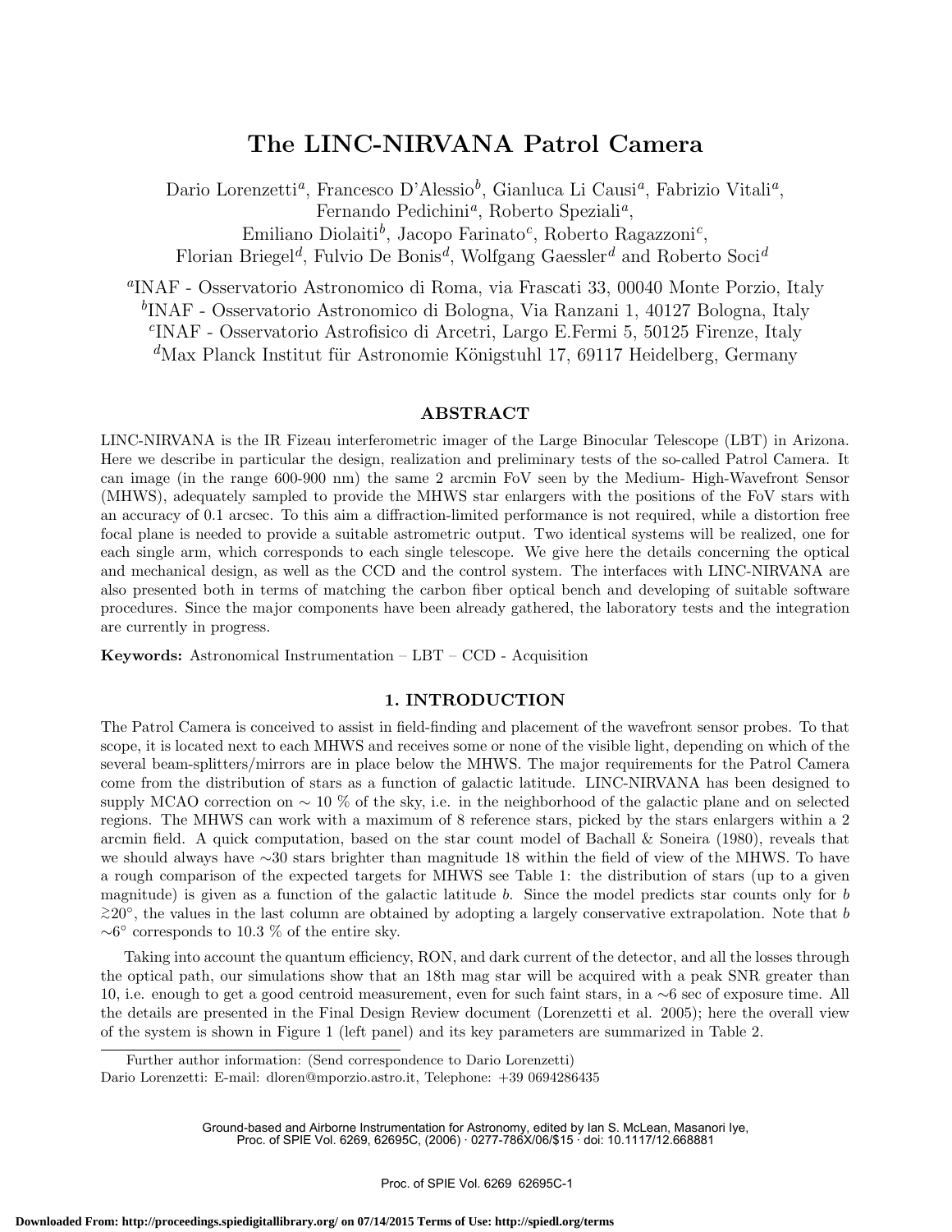# The LINC-NIRVANA Patrol Camera

Dario Lorenzetti[a], Francesco D'Alessio[b], Gianluca Li Causi[a], Fabrizio Vitali[a], Fernando Pedichini[a], Roberto Speziali[a], Emiliano Diolaiti[b], Jacopo Farinato[c], Roberto Ragazzoni[c], Florian Briegel[d], Fulvio De Bonis[d], Wolfgang Gaessler[d] and Roberto Soci[d]

[a]INAF - Osservatorio Astronomico di Roma, via Frascati 33, 00040 Monte Porzio, Italy
[b]INAF - Osservatorio Astronomico di Bologna, Via Ranzani 1, 40127 Bologna, Italy
[c]INAF - Osservatorio Astrofisico di Arcetri, Largo E.Fermi 5, 50125 Firenze, Italy
[d]Max Planck Institut für Astronomie Königstuhl 17, 69117 Heidelberg, Germany

## ABSTRACT

LINC-NIRVANA is the IR Fizeau interferometric imager of the Large Binocular Telescope (LBT) in Arizona. Here we describe in particular the design, realization and preliminary tests of the so-called Patrol Camera. It can image (in the range 600-900 nm) the same 2 arcmin FoV seen by the Medium- High-Wavefront Sensor (MHWS), adequately sampled to provide the MHWS star enlargers with the positions of the FoV stars with an accuracy of 0.1 arcsec. To this aim a diffraction-limited performance is not required, while a distortion free focal plane is needed to provide a suitable astrometric output. Two identical systems will be realized, one for each single arm, which corresponds to each single telescope. We give here the details concerning the optical and mechanical design, as well as the CCD and the control system. The interfaces with LINC-NIRVANA are also presented both in terms of matching the carbon fiber optical bench and developing of suitable software procedures. Since the major components have been already gathered, the laboratory tests and the integration are currently in progress.

**Keywords:** Astronomical Instrumentation – LBT – CCD - Acquisition

## 1. INTRODUCTION

The Patrol Camera is conceived to assist in field-finding and placement of the wavefront sensor probes. To that scope, it is located next to each MHWS and receives some or none of the visible light, depending on which of the several beam-splitters/mirrors are in place below the MHWS. The major requirements for the Patrol Camera come from the distribution of stars as a function of galactic latitude. LINC-NIRVANA has been designed to supply MCAO correction on $\sim 10$ % of the sky, i.e. in the neighborhood of the galactic plane and on selected regions. The MHWS can work with a maximum of 8 reference stars, picked by the stars enlargers within a 2 arcmin field. A quick computation, based on the star count model of Bachall & Soneira (1980), reveals that we should always have $\sim$30 stars brighter than magnitude 18 within the field of view of the MHWS. To have a rough comparison of the expected targets for MHWS see Table 1: the distribution of stars (up to a given magnitude) is given as a function of the galactic latitude *b*. Since the model predicts star counts only for *b* $\gtrsim 20°$, the values in the last column are obtained by adopting a largely conservative extrapolation. Note that *b* $\sim 6°$ corresponds to 10.3 % of the entire sky.

Taking into account the quantum efficiency, RON, and dark current of the detector, and all the losses through the optical path, our simulations show that an 18th mag star will be acquired with a peak SNR greater than 10, i.e. enough to get a good centroid measurement, even for such faint stars, in a $\sim$6 sec of exposure time. All the details are presented in the Final Design Review document (Lorenzetti et al. 2005); here the overall view of the system is shown in Figure 1 (left panel) and its key parameters are summarized in Table 2.

Further author information: (Send correspondence to Dario Lorenzetti)
Dario Lorenzetti: E-mail: dloren@mporzio.astro.it, Telephone: +39 0694286435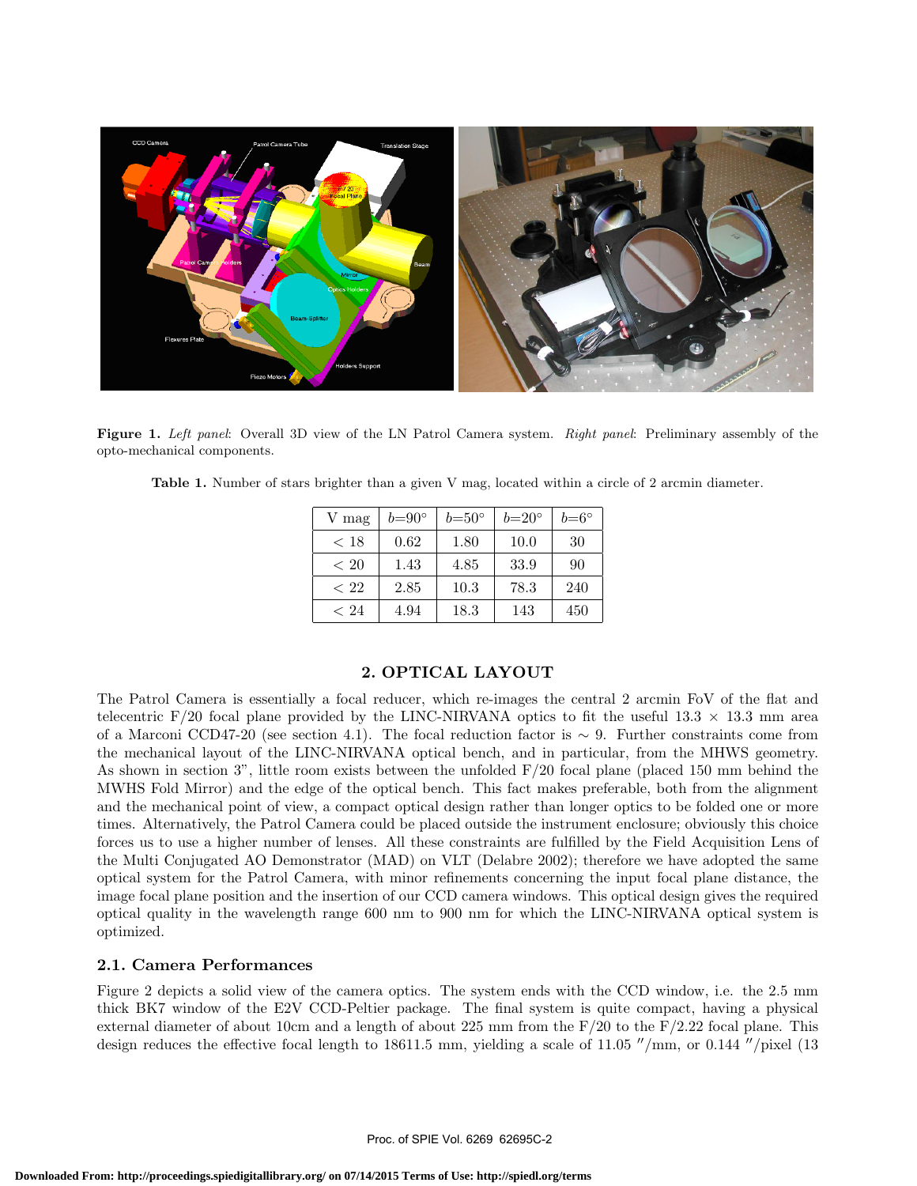**Figure 1.** *Left panel*: Overall 3D view of the LN Patrol Camera system. *Right panel*: Preliminary assembly of the opto-mechanical components.

**Table 1.** Number of stars brighter than a given V mag, located within a circle of 2 arcmin diameter.

| V mag | $b$=90° | $b$=50° | $b$=20° | $b$=6° |
|---|---|---|---|---|
| < 18 | 0.62 | 1.80 | 10.0 | 30 |
| < 20 | 1.43 | 4.85 | 33.9 | 90 |
| < 22 | 2.85 | 10.3 | 78.3 | 240 |
| < 24 | 4.94 | 18.3 | 143 | 450 |

## 2. OPTICAL LAYOUT

The Patrol Camera is essentially a focal reducer, which re-images the central 2 arcmin FoV of the flat and telecentric F/20 focal plane provided by the LINC-NIRVANA optics to fit the useful 13.3 × 13.3 mm area of a Marconi CCD47-20 (see section 4.1). The focal reduction factor is ∼ 9. Further constraints come from the mechanical layout of the LINC-NIRVANA optical bench, and in particular, from the MHWS geometry. As shown in section 3", little room exists between the unfolded F/20 focal plane (placed 150 mm behind the MWHS Fold Mirror) and the edge of the optical bench. This fact makes preferable, both from the alignment and the mechanical point of view, a compact optical design rather than longer optics to be folded one or more times. Alternatively, the Patrol Camera could be placed outside the instrument enclosure; obviously this choice forces us to use a higher number of lenses. All these constraints are fulfilled by the Field Acquisition Lens of the Multi Conjugated AO Demonstrator (MAD) on VLT (Delabre 2002); therefore we have adopted the same optical system for the Patrol Camera, with minor refinements concerning the input focal plane distance, the image focal plane position and the insertion of our CCD camera windows. This optical design gives the required optical quality in the wavelength range 600 nm to 900 nm for which the LINC-NIRVANA optical system is optimized.

### 2.1. Camera Performances

Figure 2 depicts a solid view of the camera optics. The system ends with the CCD window, i.e. the 2.5 mm thick BK7 window of the E2V CCD-Peltier package. The final system is quite compact, having a physical external diameter of about 10cm and a length of about 225 mm from the F/20 to the F/2.22 focal plane. This design reduces the effective focal length to 18611.5 mm, yielding a scale of 11.05 ″/mm, or 0.144 ″/pixel (13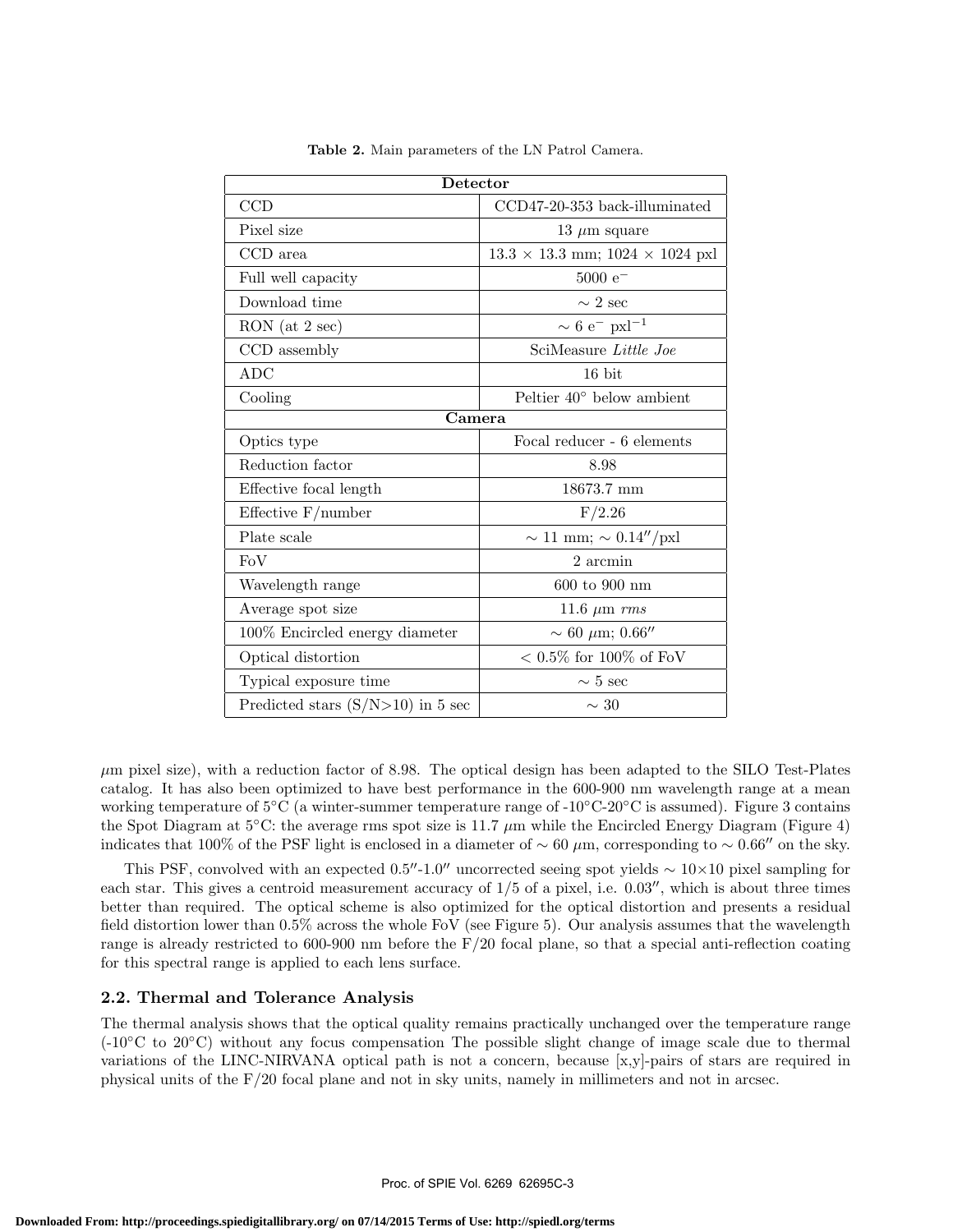**Table 2.** Main parameters of the LN Patrol Camera.

| **Detector** | |
|---|---|
| CCD | CCD47-20-353 back-illuminated |
| Pixel size | 13 $\mu$m square |
| CCD area | 13.3 × 13.3 mm; 1024 × 1024 pxl |
| Full well capacity | 5000 $e^-$ |
| Download time | ∼ 2 sec |
| RON (at 2 sec) | ∼ 6 $e^-$ $pxl^{-1}$ |
| CCD assembly | SciMeasure *Little Joe* |
| ADC | 16 bit |
| Cooling | Peltier 40° below ambient |
| **Camera** | |
| Optics type | Focal reducer - 6 elements |
| Reduction factor | 8.98 |
| Effective focal length | 18673.7 mm |
| Effective F/number | F/2.26 |
| Plate scale | ∼ 11 mm; ∼ 0.14″/pxl |
| FoV | 2 arcmin |
| Wavelength range | 600 to 900 nm |
| Average spot size | 11.6 $\mu$m *rms* |
| 100% Encircled energy diameter | ∼ 60 $\mu$m; 0.66″ |
| Optical distortion | < 0.5% for 100% of FoV |
| Typical exposure time | ∼ 5 sec |
| Predicted stars (S/N>10) in 5 sec | ∼ 30 |

$\mu$m pixel size), with a reduction factor of 8.98. The optical design has been adapted to the SILO Test-Plates catalog. It has also been optimized to have best performance in the 600-900 nm wavelength range at a mean working temperature of 5°C (a winter-summer temperature range of -10°C-20°C is assumed). Figure 3 contains the Spot Diagram at 5°C: the average rms spot size is 11.7 $\mu$m while the Encircled Energy Diagram (Figure 4) indicates that 100% of the PSF light is enclosed in a diameter of ∼ 60 $\mu$m, corresponding to ∼ 0.66″ on the sky.

This PSF, convolved with an expected 0.5″-1.0″ uncorrected seeing spot yields ∼ 10×10 pixel sampling for each star. This gives a centroid measurement accuracy of 1/5 of a pixel, i.e. 0.03″, which is about three times better than required. The optical scheme is also optimized for the optical distortion and presents a residual field distortion lower than 0.5% across the whole FoV (see Figure 5). Our analysis assumes that the wavelength range is already restricted to 600-900 nm before the F/20 focal plane, so that a special anti-reflection coating for this spectral range is applied to each lens surface.

## 2.2. Thermal and Tolerance Analysis

The thermal analysis shows that the optical quality remains practically unchanged over the temperature range (-10°C to 20°C) without any focus compensation The possible slight change of image scale due to thermal variations of the LINC-NIRVANA optical path is not a concern, because [x,y]-pairs of stars are required in physical units of the F/20 focal plane and not in sky units, namely in millimeters and not in arcsec.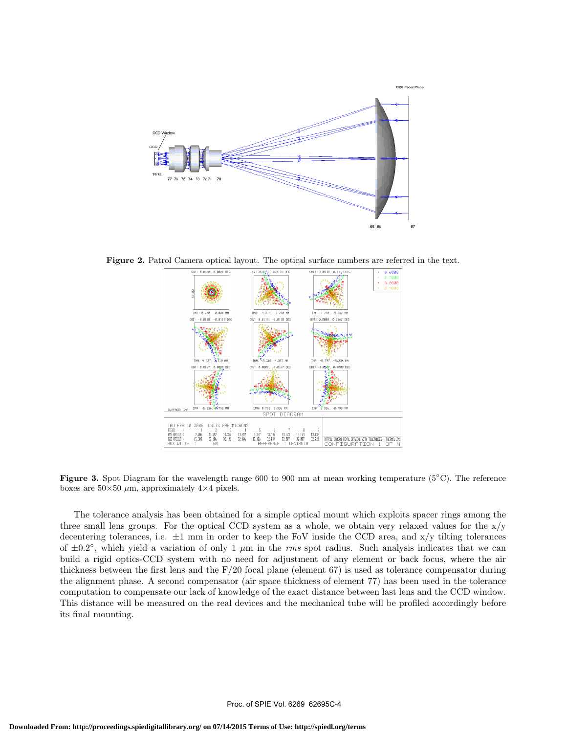Figure 2. Patrol Camera optical layout. The optical surface numbers are referred in the text.

Figure 3. Spot Diagram for the wavelength range 600 to 900 nm at mean working temperature (5°C). The reference boxes are 50×50 $\mu$m, approximately 4×4 pixels.

The tolerance analysis has been obtained for a simple optical mount which exploits spacer rings among the three small lens groups. For the optical CCD system as a whole, we obtain very relaxed values for the x/y decentering tolerances, i.e. ±1 mm in order to keep the FoV inside the CCD area, and x/y tilting tolerances of ±0.2°, which yield a variation of only 1 $\mu$m in the *rms* spot radius. Such analysis indicates that we can build a rigid optics-CCD system with no need for adjustment of any element or back focus, where the air thickness between the first lens and the F/20 focal plane (element 67) is used as tolerance compensator during the alignment phase. A second compensator (air space thickness of element 77) has been used in the tolerance computation to compensate our lack of knowledge of the exact distance between last lens and the CCD window. This distance will be measured on the real devices and the mechanical tube will be profiled accordingly before its final mounting.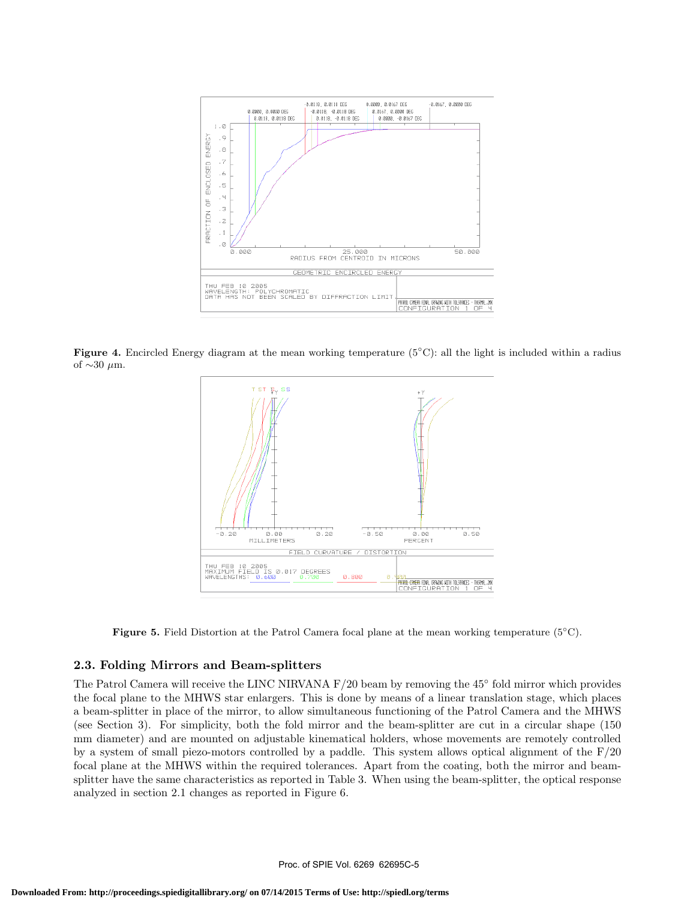**Figure 4.** Encircled Energy diagram at the mean working temperature (5°C): all the light is included within a radius of ∼30 $\mu$m.

**Figure 5.** Field Distortion at the Patrol Camera focal plane at the mean working temperature (5°C).

### 2.3. Folding Mirrors and Beam-splitters

The Patrol Camera will receive the LINC NIRVANA F/20 beam by removing the 45° fold mirror which provides the focal plane to the MHWS star enlargers. This is done by means of a linear translation stage, which places a beam-splitter in place of the mirror, to allow simultaneous functioning of the Patrol Camera and the MHWS (see Section 3). For simplicity, both the fold mirror and the beam-splitter are cut in a circular shape (150 mm diameter) and are mounted on adjustable kinematical holders, whose movements are remotely controlled by a system of small piezo-motors controlled by a paddle. This system allows optical alignment of the F/20 focal plane at the MHWS within the required tolerances. Apart from the coating, both the mirror and beam-splitter have the same characteristics as reported in Table 3. When using the beam-splitter, the optical response analyzed in section 2.1 changes as reported in Figure 6.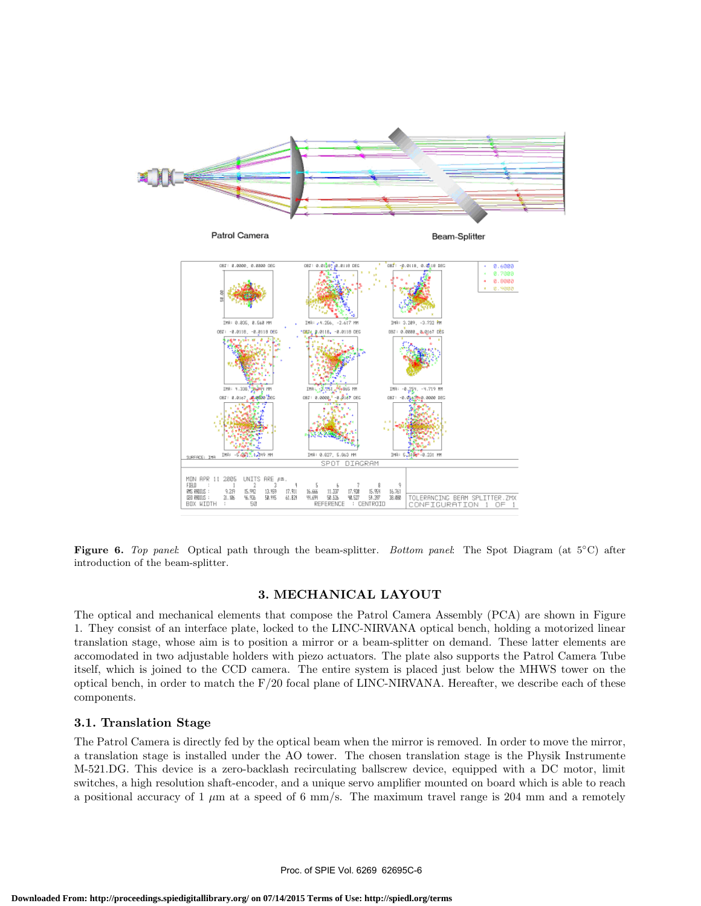**Figure 6.** *Top panel*: Optical path through the beam-splitter. *Bottom panel*: The Spot Diagram (at 5°C) after introduction of the beam-splitter.

## 3. MECHANICAL LAYOUT

The optical and mechanical elements that compose the Patrol Camera Assembly (PCA) are shown in Figure 1. They consist of an interface plate, locked to the LINC-NIRVANA optical bench, holding a motorized linear translation stage, whose aim is to position a mirror or a beam-splitter on demand. These latter elements are accomodated in two adjustable holders with piezo actuators. The plate also supports the Patrol Camera Tube itself, which is joined to the CCD camera. The entire system is placed just below the MHWS tower on the optical bench, in order to match the F/20 focal plane of LINC-NIRVANA. Hereafter, we describe each of these components.

### 3.1. Translation Stage

The Patrol Camera is directly fed by the optical beam when the mirror is removed. In order to move the mirror, a translation stage is installed under the AO tower. The chosen translation stage is the Physik Instrumente M-521.DG. This device is a zero-backlash recirculating ballscrew device, equipped with a DC motor, limit switches, a high resolution shaft-encoder, and a unique servo amplifier mounted on board which is able to reach a positional accuracy of 1 $\mu$m at a speed of 6 mm/s. The maximum travel range is 204 mm and a remotely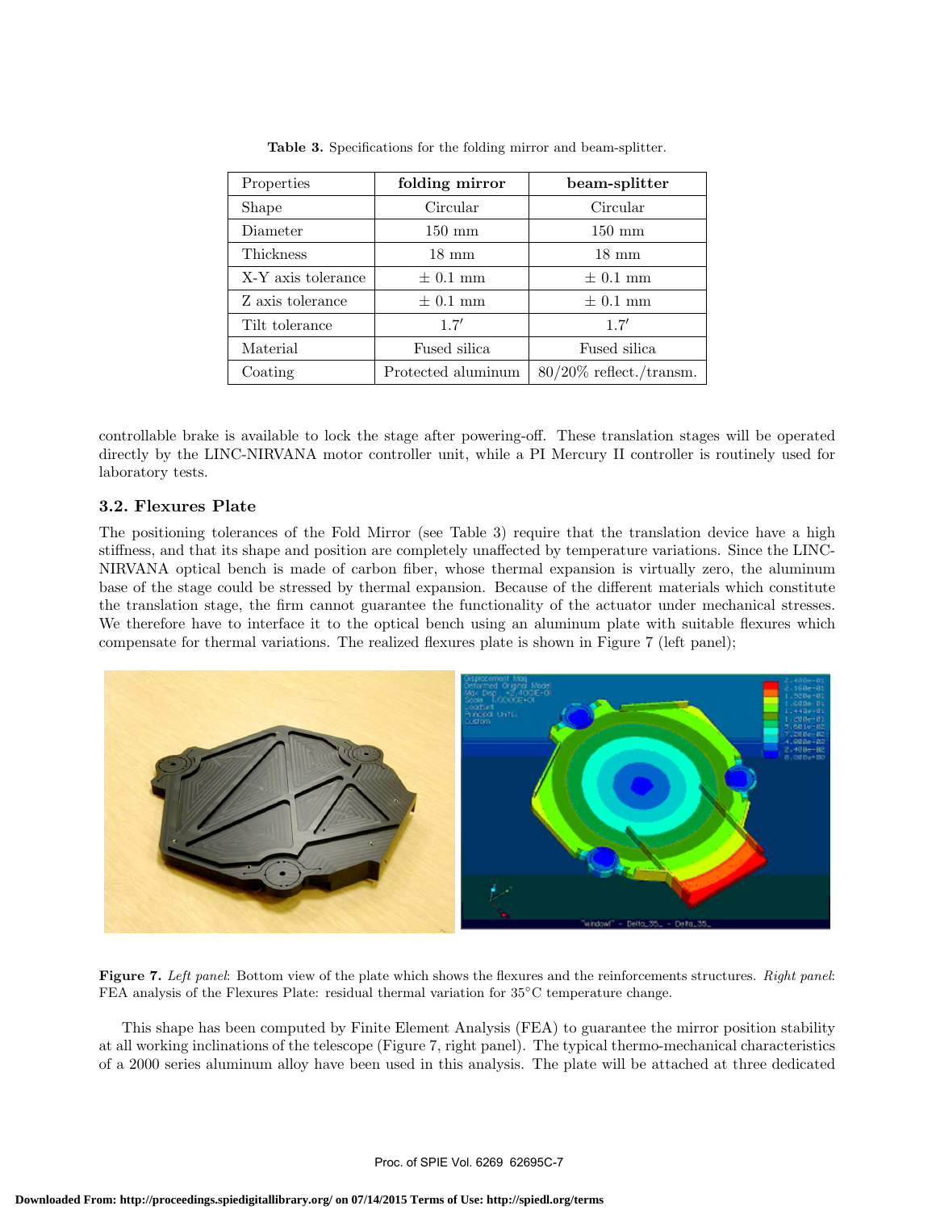**Table 3.** Specifications for the folding mirror and beam-splitter.

| Properties | **folding mirror** | **beam-splitter** |
| --- | --- | --- |
| Shape | Circular | Circular |
| Diameter | 150 mm | 150 mm |
| Thickness | 18 mm | 18 mm |
| X-Y axis tolerance | ± 0.1 mm | ± 0.1 mm |
| Z axis tolerance | ± 0.1 mm | ± 0.1 mm |
| Tilt tolerance | 1.7′ | 1.7′ |
| Material | Fused silica | Fused silica |
| Coating | Protected aluminum | 80/20% reflect./transm. |

controllable brake is available to lock the stage after powering-off. These translation stages will be operated directly by the LINC-NIRVANA motor controller unit, while a PI Mercury II controller is routinely used for laboratory tests.

### 3.2. Flexures Plate

The positioning tolerances of the Fold Mirror (see Table 3) require that the translation device have a high stiffness, and that its shape and position are completely unaffected by temperature variations. Since the LINC-NIRVANA optical bench is made of carbon fiber, whose thermal expansion is virtually zero, the aluminum base of the stage could be stressed by thermal expansion. Because of the different materials which constitute the translation stage, the firm cannot guarantee the functionality of the actuator under mechanical stresses. We therefore have to interface it to the optical bench using an aluminum plate with suitable flexures which compensate for thermal variations. The realized flexures plate is shown in Figure 7 (left panel);

**Figure 7.** *Left panel*: Bottom view of the plate which shows the flexures and the reinforcements structures. *Right panel*: FEA analysis of the Flexures Plate: residual thermal variation for 35°C temperature change.

This shape has been computed by Finite Element Analysis (FEA) to guarantee the mirror position stability at all working inclinations of the telescope (Figure 7, right panel). The typical thermo-mechanical characteristics of a 2000 series aluminum alloy have been used in this analysis. The plate will be attached at three dedicated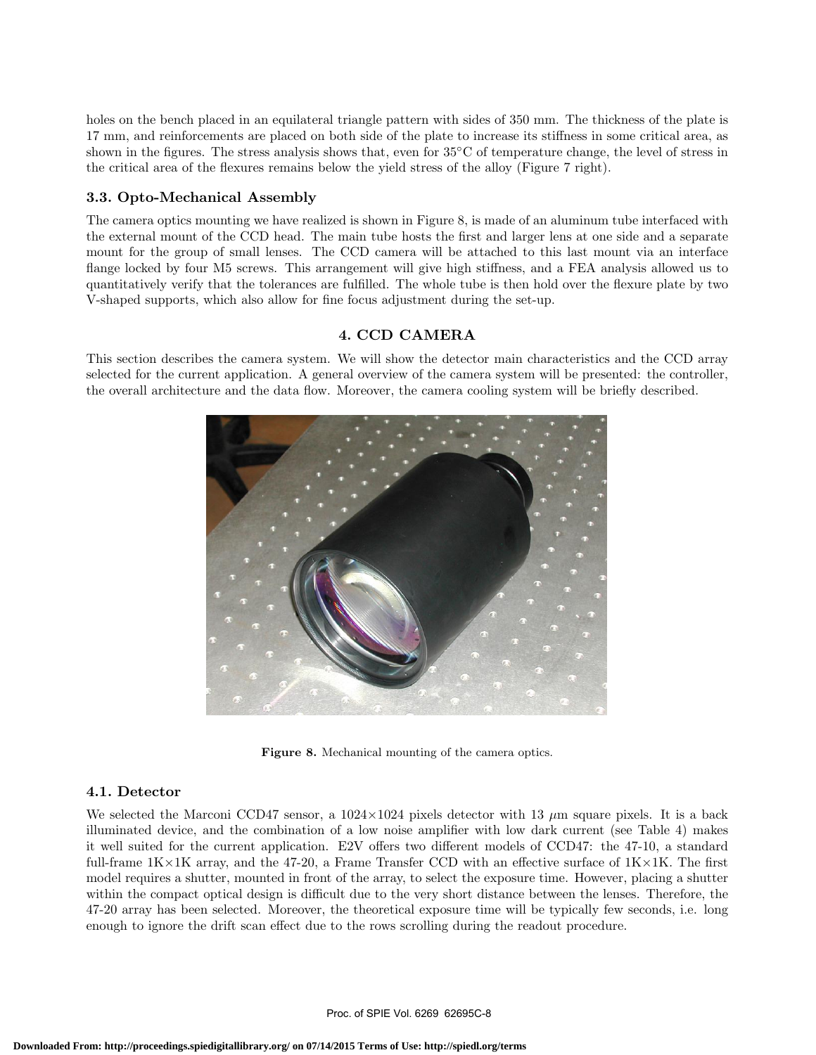holes on the bench placed in an equilateral triangle pattern with sides of 350 mm. The thickness of the plate is 17 mm, and reinforcements are placed on both side of the plate to increase its stiffness in some critical area, as shown in the figures. The stress analysis shows that, even for 35°C of temperature change, the level of stress in the critical area of the flexures remains below the yield stress of the alloy (Figure 7 right).

### 3.3. Opto-Mechanical Assembly

The camera optics mounting we have realized is shown in Figure 8, is made of an aluminum tube interfaced with the external mount of the CCD head. The main tube hosts the first and larger lens at one side and a separate mount for the group of small lenses. The CCD camera will be attached to this last mount via an interface flange locked by four M5 screws. This arrangement will give high stiffness, and a FEA analysis allowed us to quantitatively verify that the tolerances are fulfilled. The whole tube is then hold over the flexure plate by two V-shaped supports, which also allow for fine focus adjustment during the set-up.

## 4. CCD CAMERA

This section describes the camera system. We will show the detector main characteristics and the CCD array selected for the current application. A general overview of the camera system will be presented: the controller, the overall architecture and the data flow. Moreover, the camera cooling system will be briefly described.

**Figure 8.** Mechanical mounting of the camera optics.

### 4.1. Detector

We selected the Marconi CCD47 sensor, a 1024×1024 pixels detector with 13 $\mu$m square pixels. It is a back illuminated device, and the combination of a low noise amplifier with low dark current (see Table 4) makes it well suited for the current application. E2V offers two different models of CCD47: the 47-10, a standard full-frame 1K×1K array, and the 47-20, a Frame Transfer CCD with an effective surface of 1K×1K. The first model requires a shutter, mounted in front of the array, to select the exposure time. However, placing a shutter within the compact optical design is difficult due to the very short distance between the lenses. Therefore, the 47-20 array has been selected. Moreover, the theoretical exposure time will be typically few seconds, i.e. long enough to ignore the drift scan effect due to the rows scrolling during the readout procedure.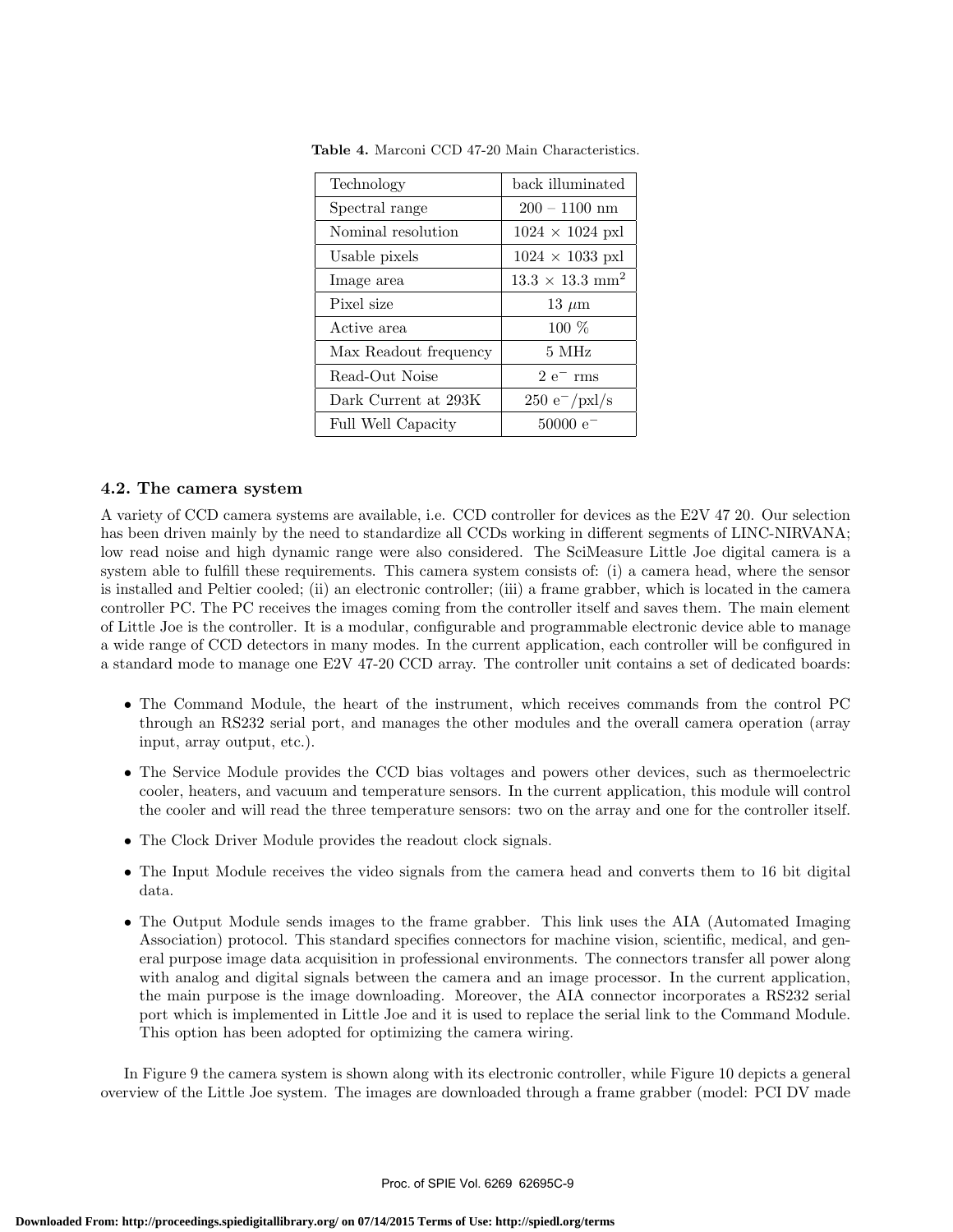**Table 4.** Marconi CCD 47-20 Main Characteristics.

| | |
|---|---|
| Technology | back illuminated |
| Spectral range | 200 – 1100 nm |
| Nominal resolution | 1024 × 1024 pxl |
| Usable pixels | 1024 × 1033 pxl |
| Image area | 13.3 × 13.3 $mm^2$ |
| Pixel size | 13 $\mu$m |
| Active area | 100 % |
| Max Readout frequency | 5 MHz |
| Read-Out Noise | 2 $e^-$ rms |
| Dark Current at 293K | 250 $e^-$/pxl/s |
| Full Well Capacity | 50000 $e^-$ |

### 4.2. The camera system

A variety of CCD camera systems are available, i.e. CCD controller for devices as the E2V 47 20. Our selection has been driven mainly by the need to standardize all CCDs working in different segments of LINC-NIRVANA; low read noise and high dynamic range were also considered. The SciMeasure Little Joe digital camera is a system able to fulfill these requirements. This camera system consists of: (i) a camera head, where the sensor is installed and Peltier cooled; (ii) an electronic controller; (iii) a frame grabber, which is located in the camera controller PC. The PC receives the images coming from the controller itself and saves them. The main element of Little Joe is the controller. It is a modular, configurable and programmable electronic device able to manage a wide range of CCD detectors in many modes. In the current application, each controller will be configured in a standard mode to manage one E2V 47-20 CCD array. The controller unit contains a set of dedicated boards:

- The Command Module, the heart of the instrument, which receives commands from the control PC through an RS232 serial port, and manages the other modules and the overall camera operation (array input, array output, etc.).
- The Service Module provides the CCD bias voltages and powers other devices, such as thermoelectric cooler, heaters, and vacuum and temperature sensors. In the current application, this module will control the cooler and will read the three temperature sensors: two on the array and one for the controller itself.
- The Clock Driver Module provides the readout clock signals.
- The Input Module receives the video signals from the camera head and converts them to 16 bit digital data.
- The Output Module sends images to the frame grabber. This link uses the AIA (Automated Imaging Association) protocol. This standard specifies connectors for machine vision, scientific, medical, and general purpose image data acquisition in professional environments. The connectors transfer all power along with analog and digital signals between the camera and an image processor. In the current application, the main purpose is the image downloading. Moreover, the AIA connector incorporates a RS232 serial port which is implemented in Little Joe and it is used to replace the serial link to the Command Module. This option has been adopted for optimizing the camera wiring.

In Figure 9 the camera system is shown along with its electronic controller, while Figure 10 depicts a general overview of the Little Joe system. The images are downloaded through a frame grabber (model: PCI DV made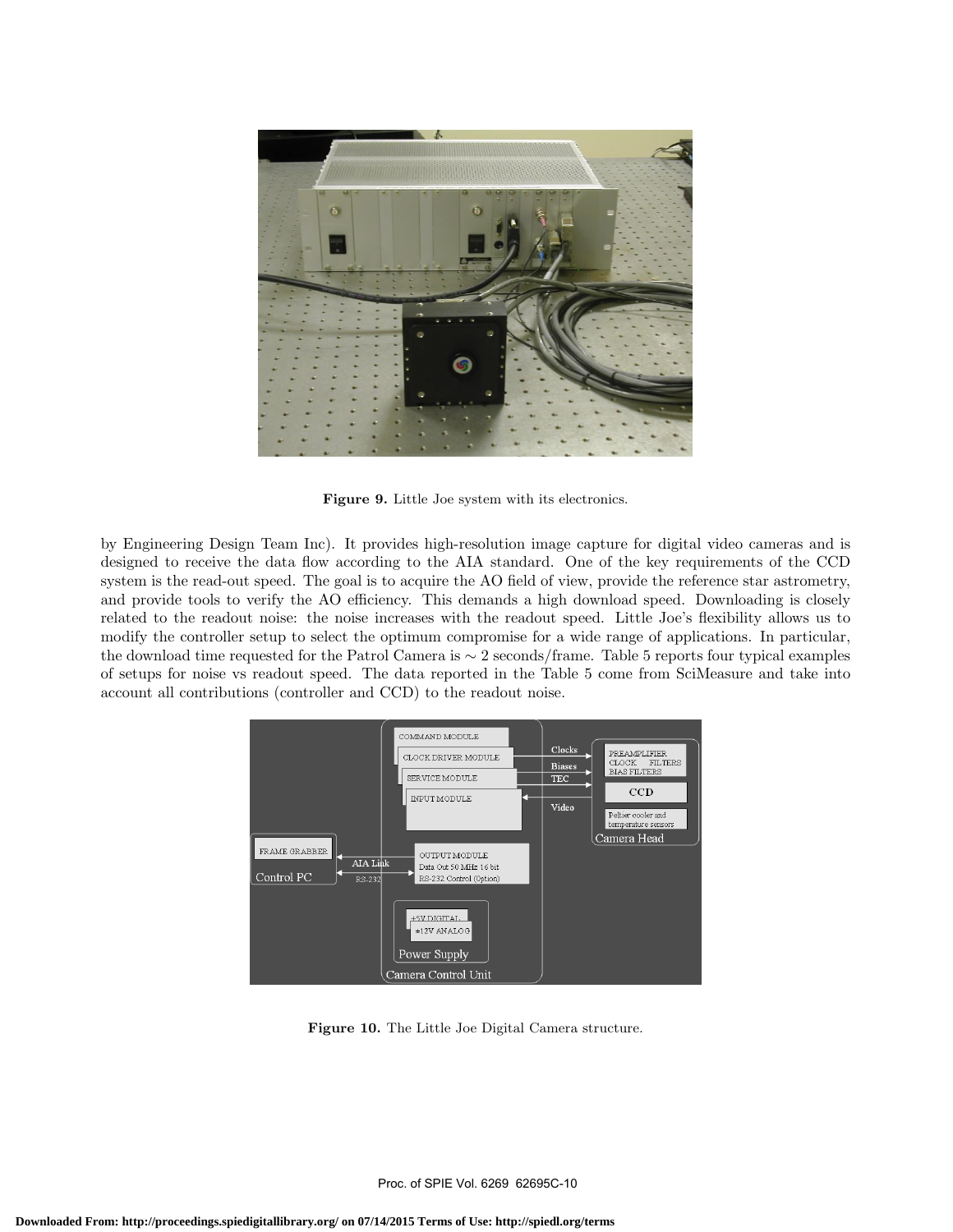Figure 9. Little Joe system with its electronics.

by Engineering Design Team Inc). It provides high-resolution image capture for digital video cameras and is designed to receive the data flow according to the AIA standard. One of the key requirements of the CCD system is the read-out speed. The goal is to acquire the AO field of view, provide the reference star astrometry, and provide tools to verify the AO efficiency. This demands a high download speed. Downloading is closely related to the readout noise: the noise increases with the readout speed. Little Joe's flexibility allows us to modify the controller setup to select the optimum compromise for a wide range of applications. In particular, the download time requested for the Patrol Camera is ∼ 2 seconds/frame. Table 5 reports four typical examples of setups for noise vs readout speed. The data reported in the Table 5 come from SciMeasure and take into account all contributions (controller and CCD) to the readout noise.

Figure 10. The Little Joe Digital Camera structure.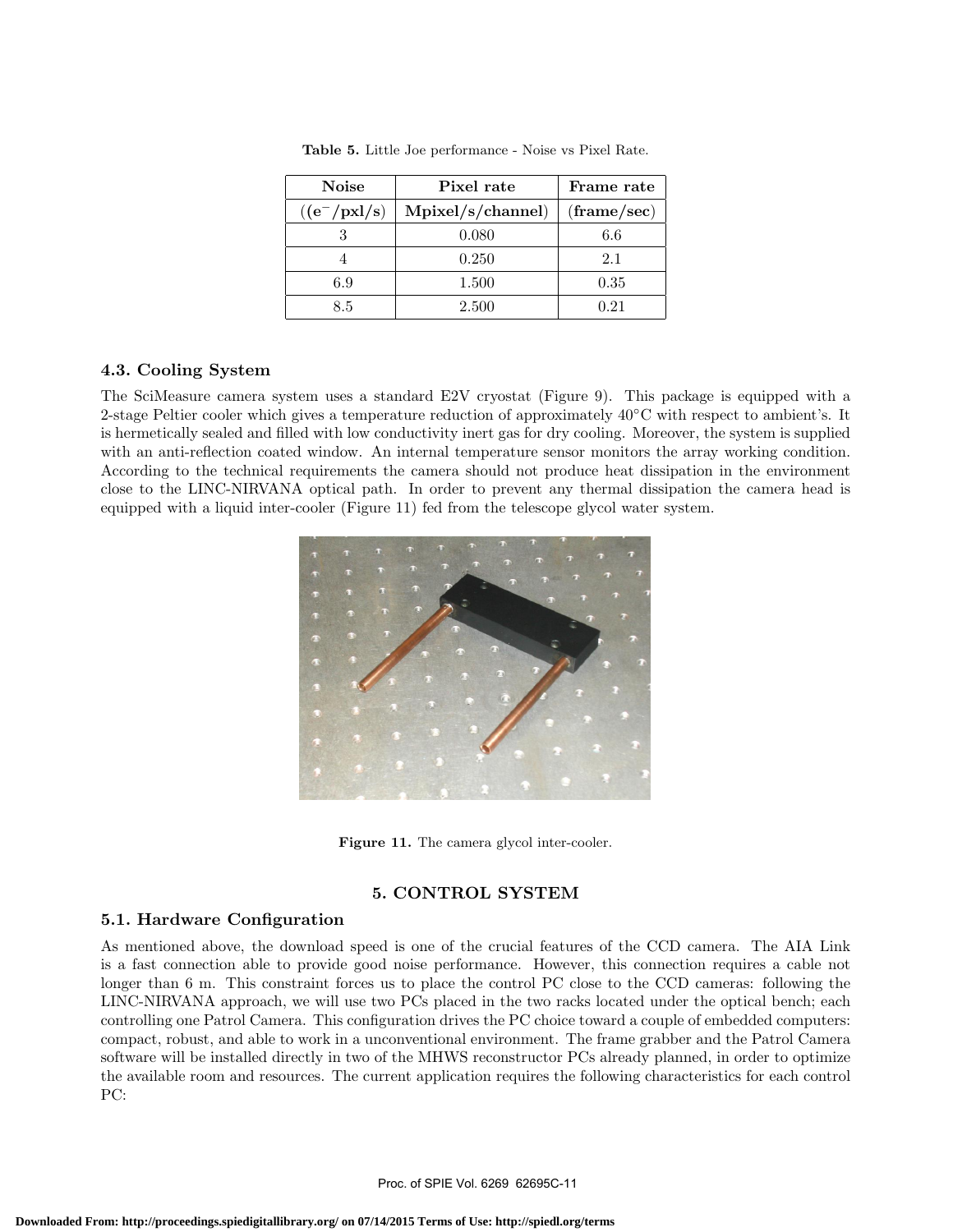**Table 5.** Little Joe performance - Noise vs Pixel Rate.

| Noise | Pixel rate | Frame rate |
|---|---|---|
| ((e$^-$/pxl/s) | Mpixel/s/channel) | (frame/sec) |
| 3 | 0.080 | 6.6 |
| 4 | 0.250 | 2.1 |
| 6.9 | 1.500 | 0.35 |
| 8.5 | 2.500 | 0.21 |

### 4.3. Cooling System

The SciMeasure camera system uses a standard E2V cryostat (Figure 9). This package is equipped with a 2-stage Peltier cooler which gives a temperature reduction of approximately 40°C with respect to ambient's. It is hermetically sealed and filled with low conductivity inert gas for dry cooling. Moreover, the system is supplied with an anti-reflection coated window. An internal temperature sensor monitors the array working condition. According to the technical requirements the camera should not produce heat dissipation in the environment close to the LINC-NIRVANA optical path. In order to prevent any thermal dissipation the camera head is equipped with a liquid inter-cooler (Figure 11) fed from the telescope glycol water system.

**Figure 11.** The camera glycol inter-cooler.

## 5. CONTROL SYSTEM

### 5.1. Hardware Configuration

As mentioned above, the download speed is one of the crucial features of the CCD camera. The AIA Link is a fast connection able to provide good noise performance. However, this connection requires a cable not longer than 6 m. This constraint forces us to place the control PC close to the CCD cameras: following the LINC-NIRVANA approach, we will use two PCs placed in the two racks located under the optical bench; each controlling one Patrol Camera. This configuration drives the PC choice toward a couple of embedded computers: compact, robust, and able to work in a unconventional environment. The frame grabber and the Patrol Camera software will be installed directly in two of the MHWS reconstructor PCs already planned, in order to optimize the available room and resources. The current application requires the following characteristics for each control PC: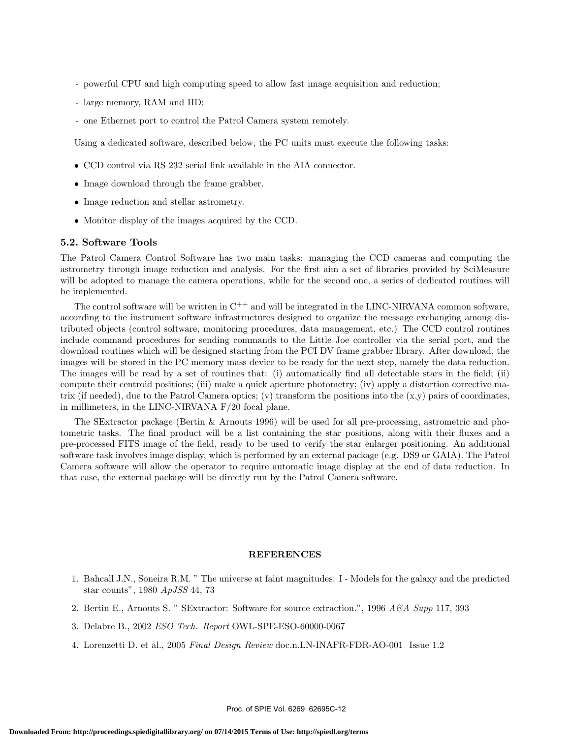- powerful CPU and high computing speed to allow fast image acquisition and reduction;
- large memory, RAM and HD;
- one Ethernet port to control the Patrol Camera system remotely.

Using a dedicated software, described below, the PC units must execute the following tasks:

- CCD control via RS 232 serial link available in the AIA connector.
- Image download through the frame grabber.
- Image reduction and stellar astrometry.
- Monitor display of the images acquired by the CCD.

### 5.2. Software Tools

The Patrol Camera Control Software has two main tasks: managing the CCD cameras and computing the astrometry through image reduction and analysis. For the first aim a set of libraries provided by SciMeasure will be adopted to manage the camera operations, while for the second one, a series of dedicated routines will be implemented.

The control software will be written in $C^{++}$ and will be integrated in the LINC-NIRVANA common software, according to the instrument software infrastructures designed to organize the message exchanging among distributed objects (control software, monitoring procedures, data management, etc.) The CCD control routines include command procedures for sending commands to the Little Joe controller via the serial port, and the download routines which will be designed starting from the PCI DV frame grabber library. After download, the images will be stored in the PC memory mass device to be ready for the next step, namely the data reduction. The images will be read by a set of routines that: (i) automatically find all detectable stars in the field; (ii) compute their centroid positions; (iii) make a quick aperture photometry; (iv) apply a distortion corrective matrix (if needed), due to the Patrol Camera optics; (v) transform the positions into the (x,y) pairs of coordinates, in millimeters, in the LINC-NIRVANA F/20 focal plane.

The SExtractor package (Bertin & Arnouts 1996) will be used for all pre-processing, astrometric and photometric tasks. The final product will be a list containing the star positions, along with their fluxes and a pre-processed FITS image of the field, ready to be used to verify the star enlarger positioning. An additional software task involves image display, which is performed by an external package (e.g. DS9 or GAIA). The Patrol Camera software will allow the operator to require automatic image display at the end of data reduction. In that case, the external package will be directly run by the Patrol Camera software.

## REFERENCES

1. Bahcall J.N., Soneira R.M. " The universe at faint magnitudes. I - Models for the galaxy and the predicted star counts", 1980 *ApJSS* 44, 73
2. Bertin E., Arnouts S. " SExtractor: Software for source extraction.", 1996 *A&A Supp* 117, 393
3. Delabre B., 2002 *ESO Tech. Report* OWL-SPE-ESO-60000-0067
4. Lorenzetti D. et al., 2005 *Final Design Review* doc.n.LN-INAFR-FDR-AO-001 Issue 1.2